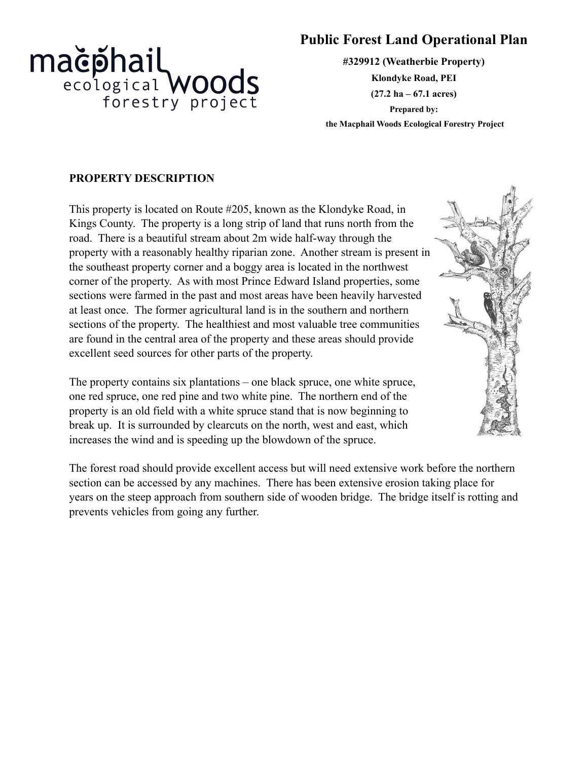# Public Forest Land Operational Plan

**#329912 (Weatherbie Property)**

**Klondyke Road, PEI**

**(27.2 ha – 67.1 acres)**

**Prepared by:**

**the Macphail Woods Ecological Forestry Project**

## PROPERTY DESCRIPTION

This property is located on Route #205, known as the Klondyke Road, in Kings County. The property is a long strip of land that runs north from the road. There is a beautiful stream about 2m wide half-way through the property with a reasonably healthy riparian zone. Another stream is present in the southeast property corner and a boggy area is located in the northwest corner of the property. As with most Prince Edward Island properties, some sections were farmed in the past and most areas have been heavily harvested at least once. The former agricultural land is in the southern and northern sections of the property. The healthiest and most valuable tree communities are found in the central area of the property and these areas should provide excellent seed sources for other parts of the property.

The property contains six plantations – one black spruce, one white spruce, one red spruce, one red pine and two white pine. The northern end of the property is an old field with a white spruce stand that is now beginning to break up. It is surrounded by clearcuts on the north, west and east, which increases the wind and is speeding up the blowdown of the spruce.

The forest road should provide excellent access but will need extensive work before the northern section can be accessed by any machines. There has been extensive erosion taking place for years on the steep approach from southern side of wooden bridge. The bridge itself is rotting and prevents vehicles from going any further.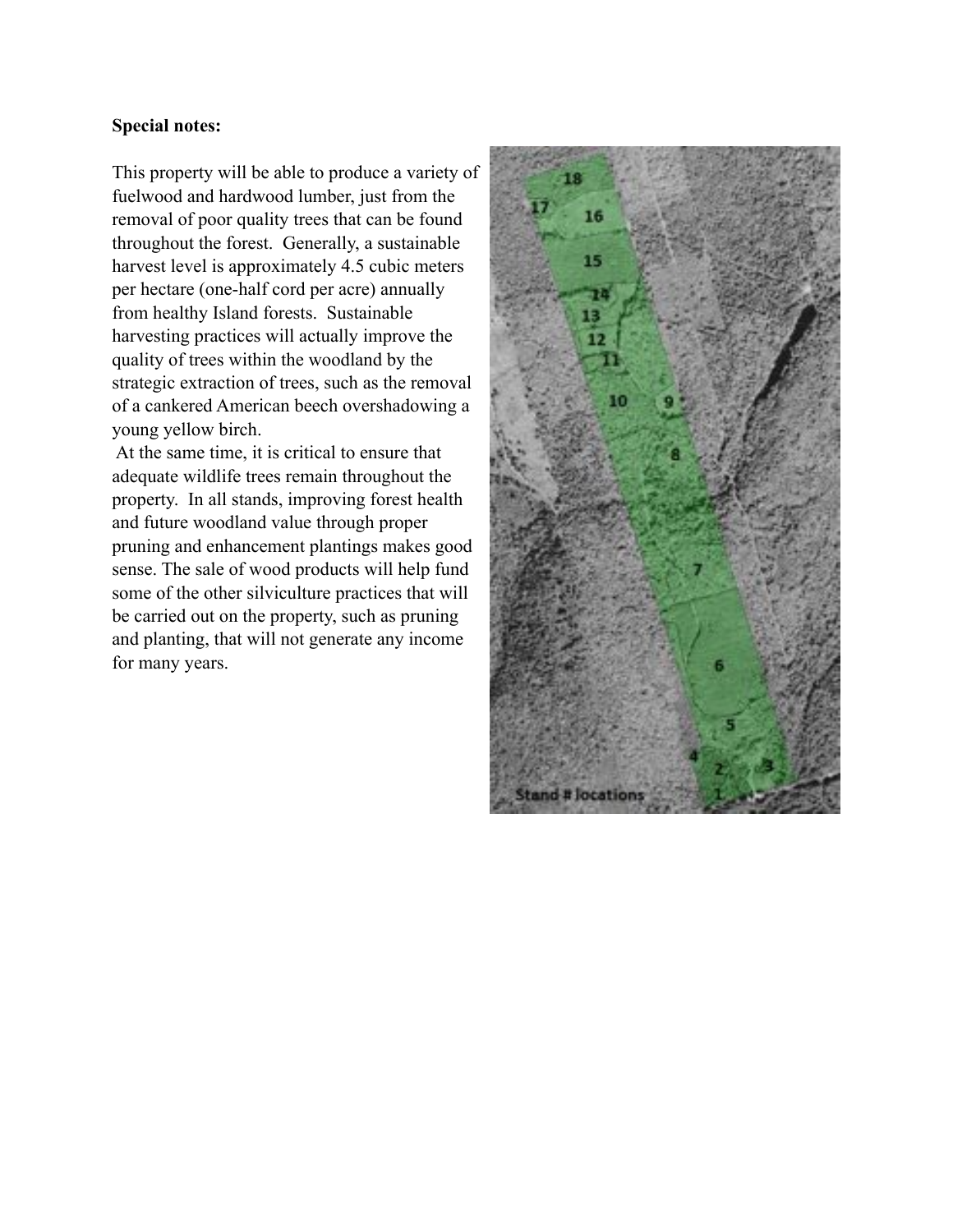**Special notes:**

This property will be able to produce a variety of fuelwood and hardwood lumber, just from the removal of poor quality trees that can be found throughout the forest. Generally, a sustainable harvest level is approximately 4.5 cubic meters per hectare (one-half cord per acre) annually from healthy Island forests. Sustainable harvesting practices will actually improve the quality of trees within the woodland by the strategic extraction of trees, such as the removal of a cankered American beech overshadowing a young yellow birch.

At the same time, it is critical to ensure that adequate wildlife trees remain throughout the property. In all stands, improving forest health and future woodland value through proper pruning and enhancement plantings makes good sense. The sale of wood products will help fund some of the other silviculture practices that will be carried out on the property, such as pruning and planting, that will not generate any income for many years.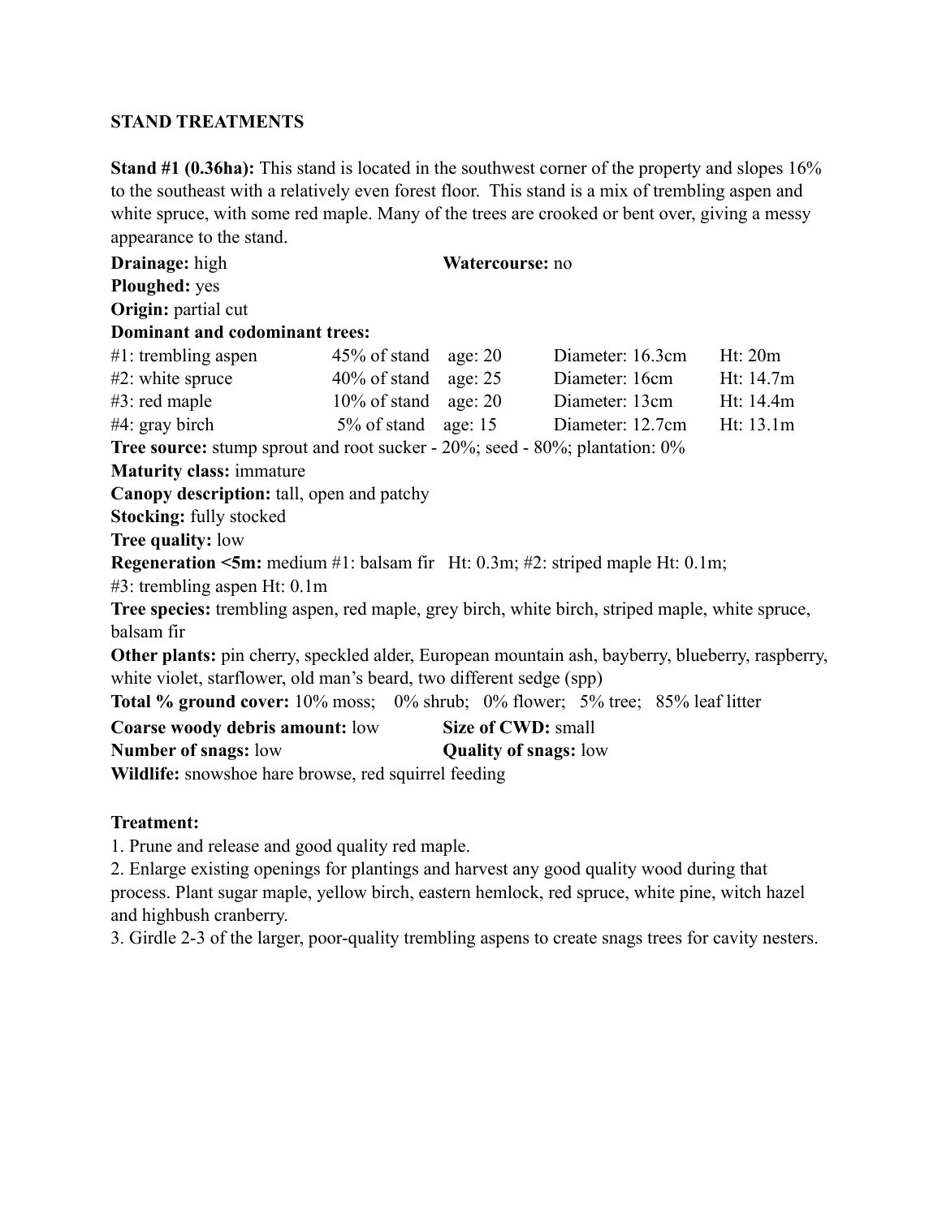**STAND TREATMENTS**

**Stand #1 (0.36ha):** This stand is located in the southwest corner of the property and slopes 16% to the southeast with a relatively even forest floor. This stand is a mix of trembling aspen and white spruce, with some red maple. Many of the trees are crooked or bent over, giving a messy appearance to the stand.

**Drainage:** high **Watercourse:** no
**Ploughed:** yes
**Origin:** partial cut
**Dominant and codominant trees:**

| | | | | |
|---|---|---|---|---|
| #1: trembling aspen | 45% of stand | age: 20 | Diameter: 16.3cm | Ht: 20m |
| #2: white spruce | 40% of stand | age: 25 | Diameter: 16cm | Ht: 14.7m |
| #3: red maple | 10% of stand | age: 20 | Diameter: 13cm | Ht: 14.4m |
| #4: gray birch | 5% of stand | age: 15 | Diameter: 12.7cm | Ht: 13.1m |

**Tree source:** stump sprout and root sucker - 20%; seed - 80%; plantation: 0%
**Maturity class:** immature
**Canopy description:** tall, open and patchy
**Stocking:** fully stocked
**Tree quality:** low
**Regeneration <5m:** medium #1: balsam fir Ht: 0.3m; #2: striped maple Ht: 0.1m; #3: trembling aspen Ht: 0.1m
**Tree species:** trembling aspen, red maple, grey birch, white birch, striped maple, white spruce, balsam fir
**Other plants:** pin cherry, speckled alder, European mountain ash, bayberry, blueberry, raspberry, white violet, starflower, old man's beard, two different sedge (spp)
**Total % ground cover:** 10% moss; 0% shrub; 0% flower; 5% tree; 85% leaf litter
**Coarse woody debris amount:** low **Size of CWD:** small
**Number of snags:** low **Quality of snags:** low
**Wildlife:** snowshoe hare browse, red squirrel feeding

**Treatment:**

1. Prune and release and good quality red maple.
2. Enlarge existing openings for plantings and harvest any good quality wood during that process. Plant sugar maple, yellow birch, eastern hemlock, red spruce, white pine, witch hazel and highbush cranberry.
3. Girdle 2-3 of the larger, poor-quality trembling aspens to create snags trees for cavity nesters.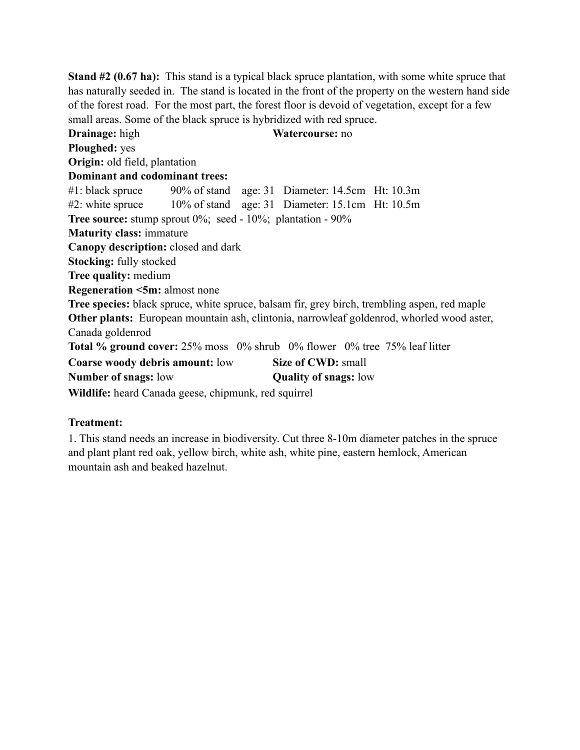**Stand #2 (0.67 ha):** This stand is a typical black spruce plantation, with some white spruce that has naturally seeded in. The stand is located in the front of the property on the western hand side of the forest road. For the most part, the forest floor is devoid of vegetation, except for a few small areas. Some of the black spruce is hybridized with red spruce.

**Drainage:** high **Watercourse:** no

**Ploughed:** yes

**Origin:** old field, plantation

**Dominant and codominant trees:**

#1: black spruce 90% of stand age: 31 Diameter: 14.5cm Ht: 10.3m

#2: white spruce 10% of stand age: 31 Diameter: 15.1cm Ht: 10.5m

**Tree source:** stump sprout 0%; seed - 10%; plantation - 90%

**Maturity class:** immature

**Canopy description:** closed and dark

**Stocking:** fully stocked

**Tree quality:** medium

**Regeneration <5m:** almost none

**Tree species:** black spruce, white spruce, balsam fir, grey birch, trembling aspen, red maple

**Other plants:** European mountain ash, clintonia, narrowleaf goldenrod, whorled wood aster, Canada goldenrod

**Total % ground cover:** 25% moss 0% shrub 0% flower 0% tree 75% leaf litter

**Coarse woody debris amount:** low **Size of CWD:** small

**Number of snags:** low **Quality of snags:** low

**Wildlife:** heard Canada geese, chipmunk, red squirrel

**Treatment:**

1. This stand needs an increase in biodiversity. Cut three 8-10m diameter patches in the spruce and plant plant red oak, yellow birch, white ash, white pine, eastern hemlock, American mountain ash and beaked hazelnut.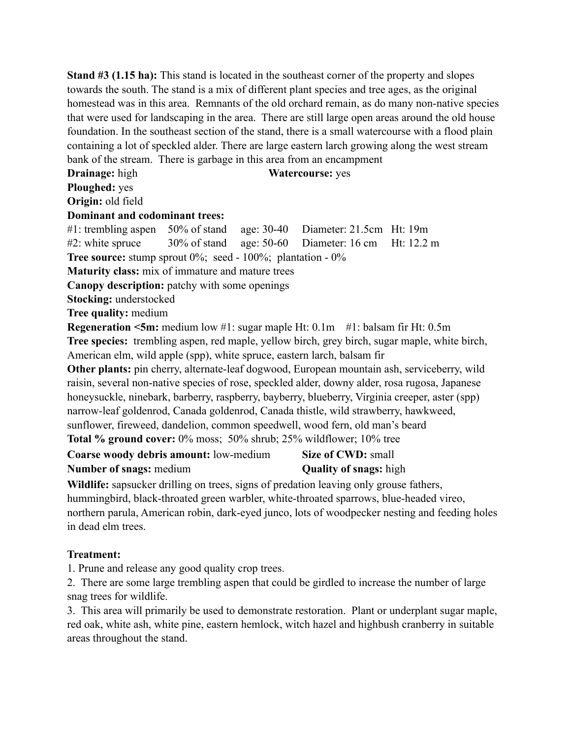**Stand #3 (1.15 ha):** This stand is located in the southeast corner of the property and slopes towards the south. The stand is a mix of different plant species and tree ages, as the original homestead was in this area. Remnants of the old orchard remain, as do many non-native species that were used for landscaping in the area. There are still large open areas around the old house foundation. In the southeast section of the stand, there is a small watercourse with a flood plain containing a lot of speckled alder. There are large eastern larch growing along the west stream bank of the stream. There is garbage in this area from an encampment

**Drainage:** high **Watercourse:** yes

**Ploughed:** yes

**Origin:** old field

**Dominant and codominant trees:**

#1: trembling aspen 50% of stand age: 30-40 Diameter: 21.5cm Ht: 19m

#2: white spruce 30% of stand age: 50-60 Diameter: 16 cm Ht: 12.2 m

**Tree source:** stump sprout 0%; seed - 100%; plantation - 0%

**Maturity class:** mix of immature and mature trees

**Canopy description:** patchy with some openings

**Stocking:** understocked

**Tree quality:** medium

**Regeneration <5m:** medium low #1: sugar maple Ht: 0.1m #1: balsam fir Ht: 0.5m

**Tree species:** trembling aspen, red maple, yellow birch, grey birch, sugar maple, white birch, American elm, wild apple (spp), white spruce, eastern larch, balsam fir

**Other plants:** pin cherry, alternate-leaf dogwood, European mountain ash, serviceberry, wild raisin, several non-native species of rose, speckled alder, downy alder, rosa rugosa, Japanese honeysuckle, ninebark, barberry, raspberry, bayberry, blueberry, Virginia creeper, aster (spp) narrow-leaf goldenrod, Canada goldenrod, Canada thistle, wild strawberry, hawkweed, sunflower, fireweed, dandelion, common speedwell, wood fern, old man's beard

**Total % ground cover:** 0% moss; 50% shrub; 25% wildflower; 10% tree

**Coarse woody debris amount:** low-medium **Size of CWD:** small

**Number of snags:** medium **Quality of snags:** high

**Wildlife:** sapsucker drilling on trees, signs of predation leaving only grouse fathers, hummingbird, black-throated green warbler, white-throated sparrows, blue-headed vireo, northern parula, American robin, dark-eyed junco, lots of woodpecker nesting and feeding holes in dead elm trees.

**Treatment:**

1. Prune and release any good quality crop trees.
2. There are some large trembling aspen that could be girdled to increase the number of large snag trees for wildlife.
3. This area will primarily be used to demonstrate restoration. Plant or underplant sugar maple, red oak, white ash, white pine, eastern hemlock, witch hazel and highbush cranberry in suitable areas throughout the stand.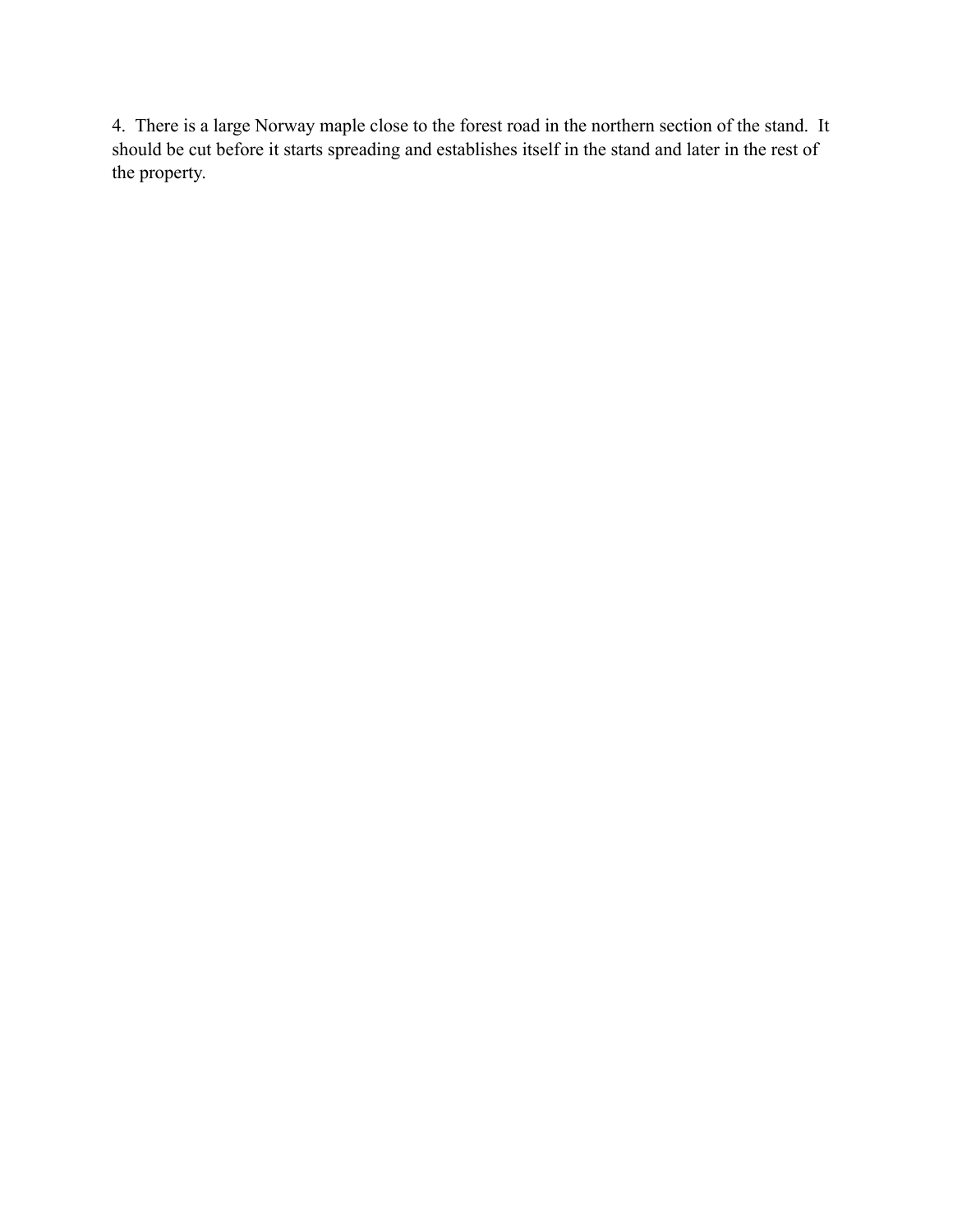4. There is a large Norway maple close to the forest road in the northern section of the stand. It should be cut before it starts spreading and establishes itself in the stand and later in the rest of the property.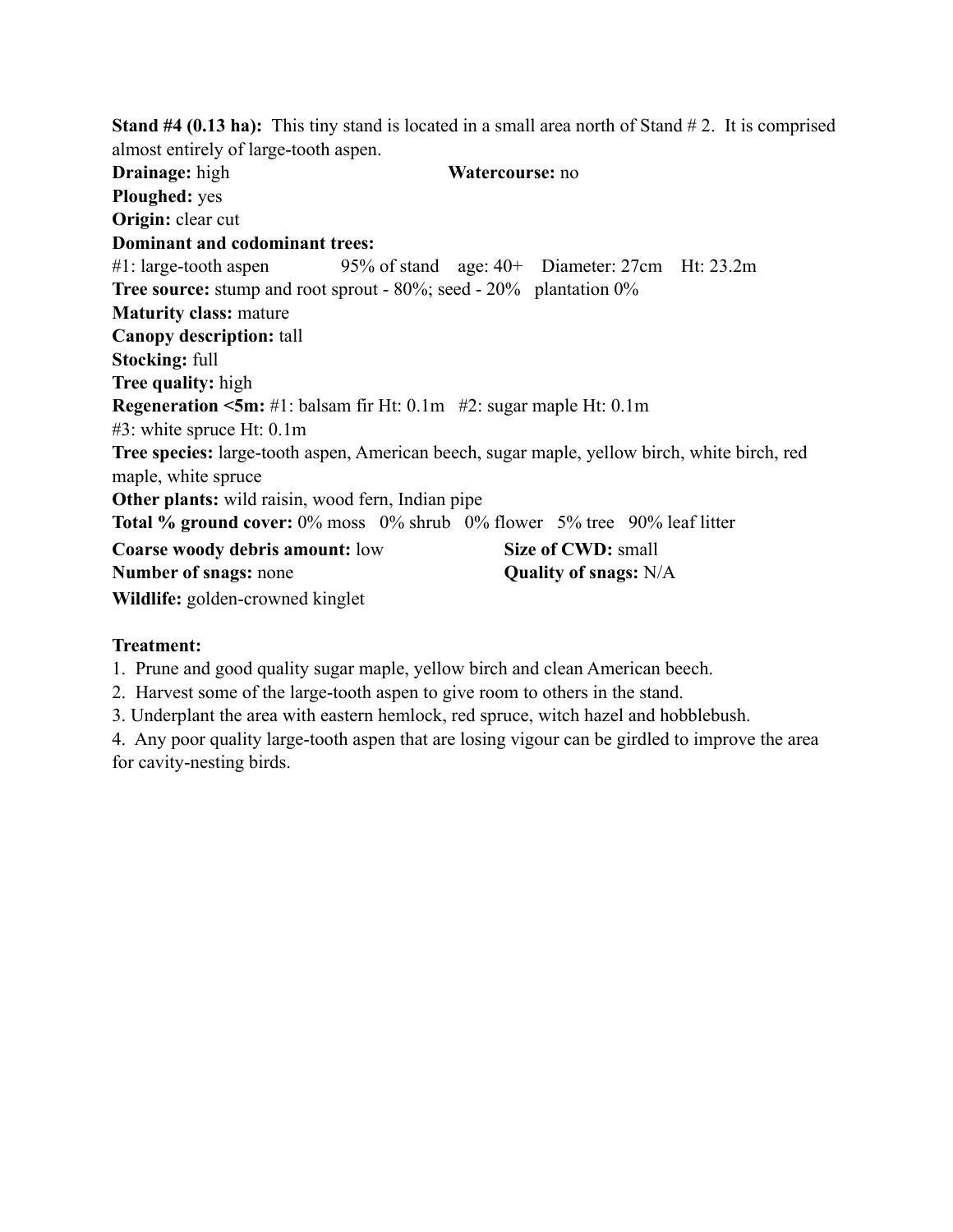**Stand #4 (0.13 ha):** This tiny stand is located in a small area north of Stand # 2. It is comprised almost entirely of large-tooth aspen.

**Drainage:** high **Watercourse:** no

**Ploughed:** yes

**Origin:** clear cut

**Dominant and codominant trees:**

#1: large-tooth aspen 95% of stand age: 40+ Diameter: 27cm Ht: 23.2m

**Tree source:** stump and root sprout - 80%; seed - 20% plantation 0%

**Maturity class:** mature

**Canopy description:** tall

**Stocking:** full

**Tree quality:** high

**Regeneration <5m:** #1: balsam fir Ht: 0.1m #2: sugar maple Ht: 0.1m
#3: white spruce Ht: 0.1m

**Tree species:** large-tooth aspen, American beech, sugar maple, yellow birch, white birch, red maple, white spruce

**Other plants:** wild raisin, wood fern, Indian pipe

**Total % ground cover:** 0% moss 0% shrub 0% flower 5% tree 90% leaf litter

**Coarse woody debris amount:** low **Size of CWD:** small

**Number of snags:** none **Quality of snags:** N/A

**Wildlife:** golden-crowned kinglet

**Treatment:**

1. Prune and good quality sugar maple, yellow birch and clean American beech.
2. Harvest some of the large-tooth aspen to give room to others in the stand.
3. Underplant the area with eastern hemlock, red spruce, witch hazel and hobblebush.
4. Any poor quality large-tooth aspen that are losing vigour can be girdled to improve the area for cavity-nesting birds.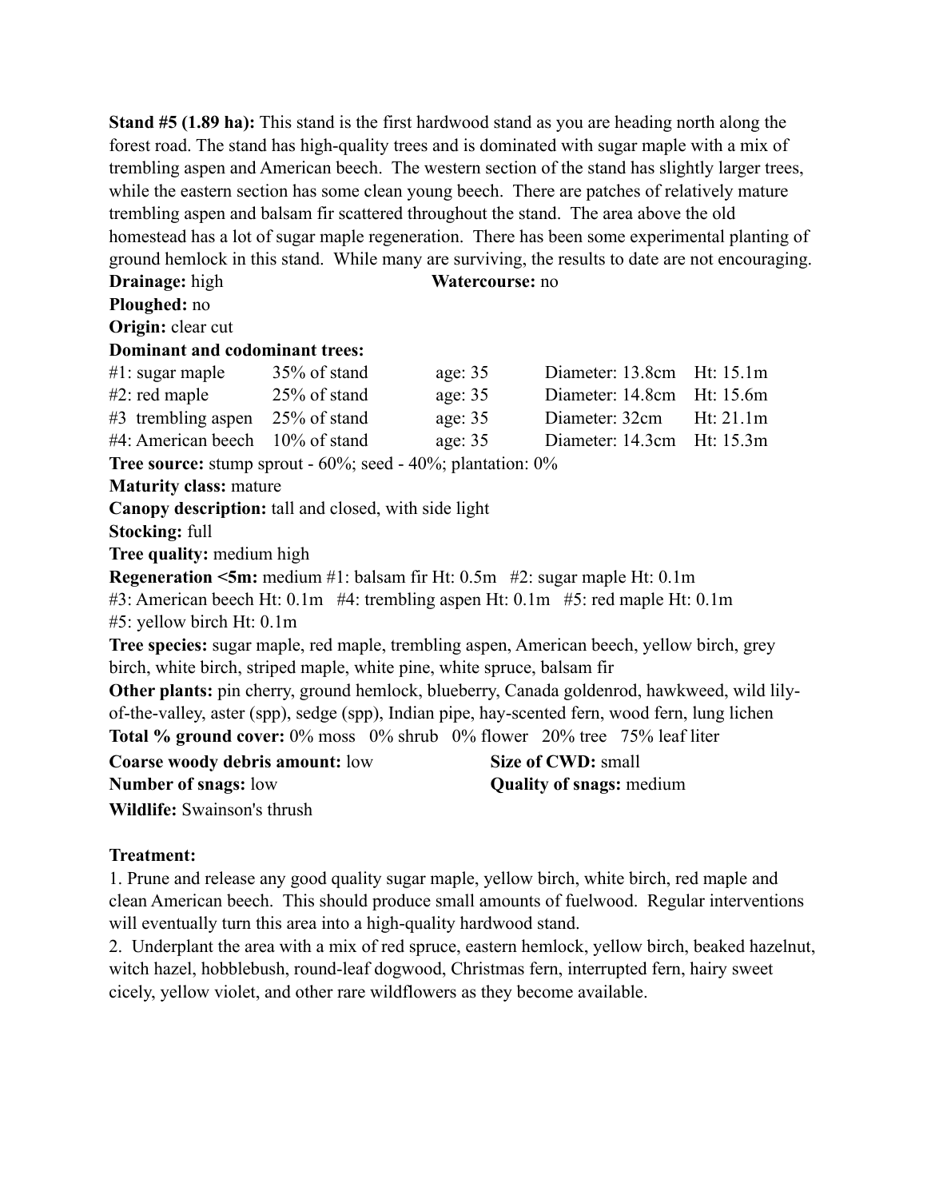**Stand #5 (1.89 ha):** This stand is the first hardwood stand as you are heading north along the forest road. The stand has high-quality trees and is dominated with sugar maple with a mix of trembling aspen and American beech. The western section of the stand has slightly larger trees, while the eastern section has some clean young beech. There are patches of relatively mature trembling aspen and balsam fir scattered throughout the stand. The area above the old homestead has a lot of sugar maple regeneration. There has been some experimental planting of ground hemlock in this stand. While many are surviving, the results to date are not encouraging.

**Drainage:** high **Watercourse:** no

**Ploughed:** no

**Origin:** clear cut

**Dominant and codominant trees:**

| | | | | |
|---|---|---|---|---|
| #1: sugar maple | 35% of stand | age: 35 | Diameter: 13.8cm | Ht: 15.1m |
| #2: red maple | 25% of stand | age: 35 | Diameter: 14.8cm | Ht: 15.6m |
| #3 trembling aspen | 25% of stand | age: 35 | Diameter: 32cm | Ht: 21.1m |
| #4: American beech | 10% of stand | age: 35 | Diameter: 14.3cm | Ht: 15.3m |

**Tree source:** stump sprout - 60%; seed - 40%; plantation: 0%

**Maturity class:** mature

**Canopy description:** tall and closed, with side light

**Stocking:** full

**Tree quality:** medium high

**Regeneration <5m:** medium #1: balsam fir Ht: 0.5m #2: sugar maple Ht: 0.1m #3: American beech Ht: 0.1m #4: trembling aspen Ht: 0.1m #5: red maple Ht: 0.1m #5: yellow birch Ht: 0.1m

**Tree species:** sugar maple, red maple, trembling aspen, American beech, yellow birch, grey birch, white birch, striped maple, white pine, white spruce, balsam fir

**Other plants:** pin cherry, ground hemlock, blueberry, Canada goldenrod, hawkweed, wild lily-of-the-valley, aster (spp), sedge (spp), Indian pipe, hay-scented fern, wood fern, lung lichen

**Total % ground cover:** 0% moss 0% shrub 0% flower 20% tree 75% leaf liter

**Coarse woody debris amount:** low **Size of CWD:** small

**Number of snags:** low **Quality of snags:** medium

**Wildlife:** Swainson's thrush

**Treatment:**

1. Prune and release any good quality sugar maple, yellow birch, white birch, red maple and clean American beech. This should produce small amounts of fuelwood. Regular interventions will eventually turn this area into a high-quality hardwood stand.
2. Underplant the area with a mix of red spruce, eastern hemlock, yellow birch, beaked hazelnut, witch hazel, hobblebush, round-leaf dogwood, Christmas fern, interrupted fern, hairy sweet cicely, yellow violet, and other rare wildflowers as they become available.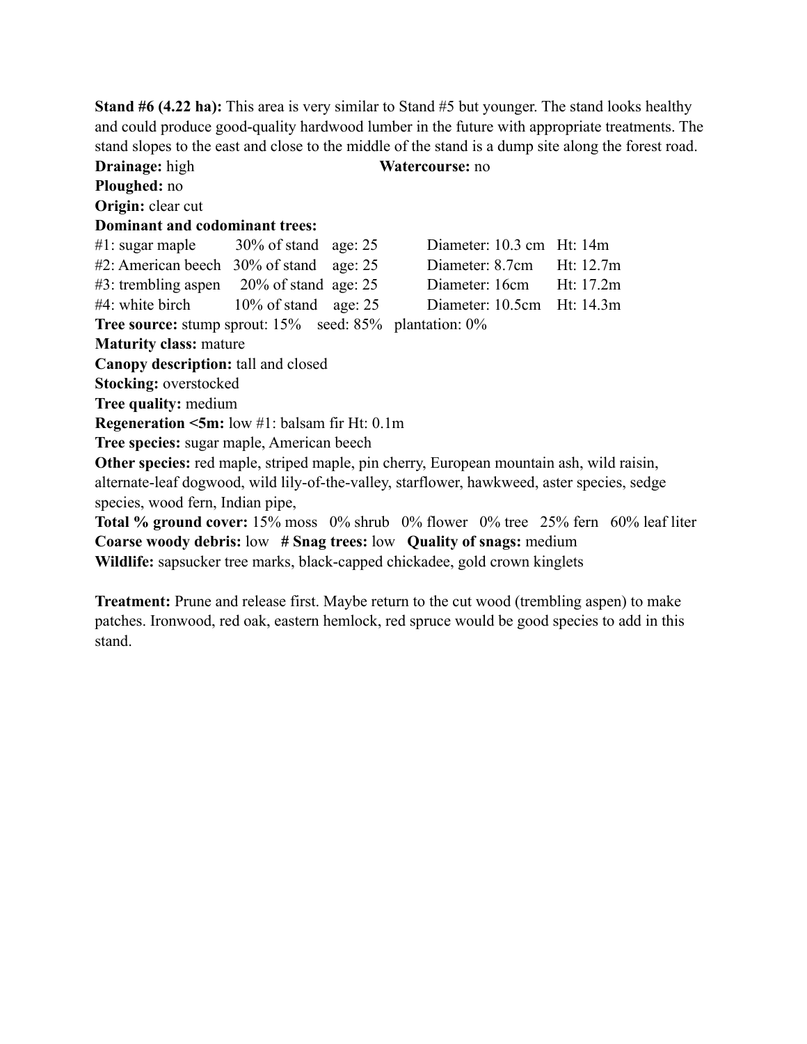**Stand #6 (4.22 ha):** This area is very similar to Stand #5 but younger. The stand looks healthy and could produce good-quality hardwood lumber in the future with appropriate treatments. The stand slopes to the east and close to the middle of the stand is a dump site along the forest road.

**Drainage:** high **Watercourse:** no

**Ploughed:** no

**Origin:** clear cut

**Dominant and codominant trees:**

| | | | | |
|---|---|---|---|---|
| #1: sugar maple | 30% of stand | age: 25 | Diameter: 10.3 cm | Ht: 14m |
| #2: American beech | 30% of stand | age: 25 | Diameter: 8.7cm | Ht: 12.7m |
| #3: trembling aspen | 20% of stand | age: 25 | Diameter: 16cm | Ht: 17.2m |
| #4: white birch | 10% of stand | age: 25 | Diameter: 10.5cm | Ht: 14.3m |

**Tree source:** stump sprout: 15% seed: 85% plantation: 0%

**Maturity class:** mature

**Canopy description:** tall and closed

**Stocking:** overstocked

**Tree quality:** medium

**Regeneration <5m:** low #1: balsam fir Ht: 0.1m

**Tree species:** sugar maple, American beech

**Other species:** red maple, striped maple, pin cherry, European mountain ash, wild raisin, alternate-leaf dogwood, wild lily-of-the-valley, starflower, hawkweed, aster species, sedge species, wood fern, Indian pipe,

**Total % ground cover:** 15% moss 0% shrub 0% flower 0% tree 25% fern 60% leaf liter

**Coarse woody debris:** low **# Snag trees:** low **Quality of snags:** medium

**Wildlife:** sapsucker tree marks, black-capped chickadee, gold crown kinglets

**Treatment:** Prune and release first. Maybe return to the cut wood (trembling aspen) to make patches. Ironwood, red oak, eastern hemlock, red spruce would be good species to add in this stand.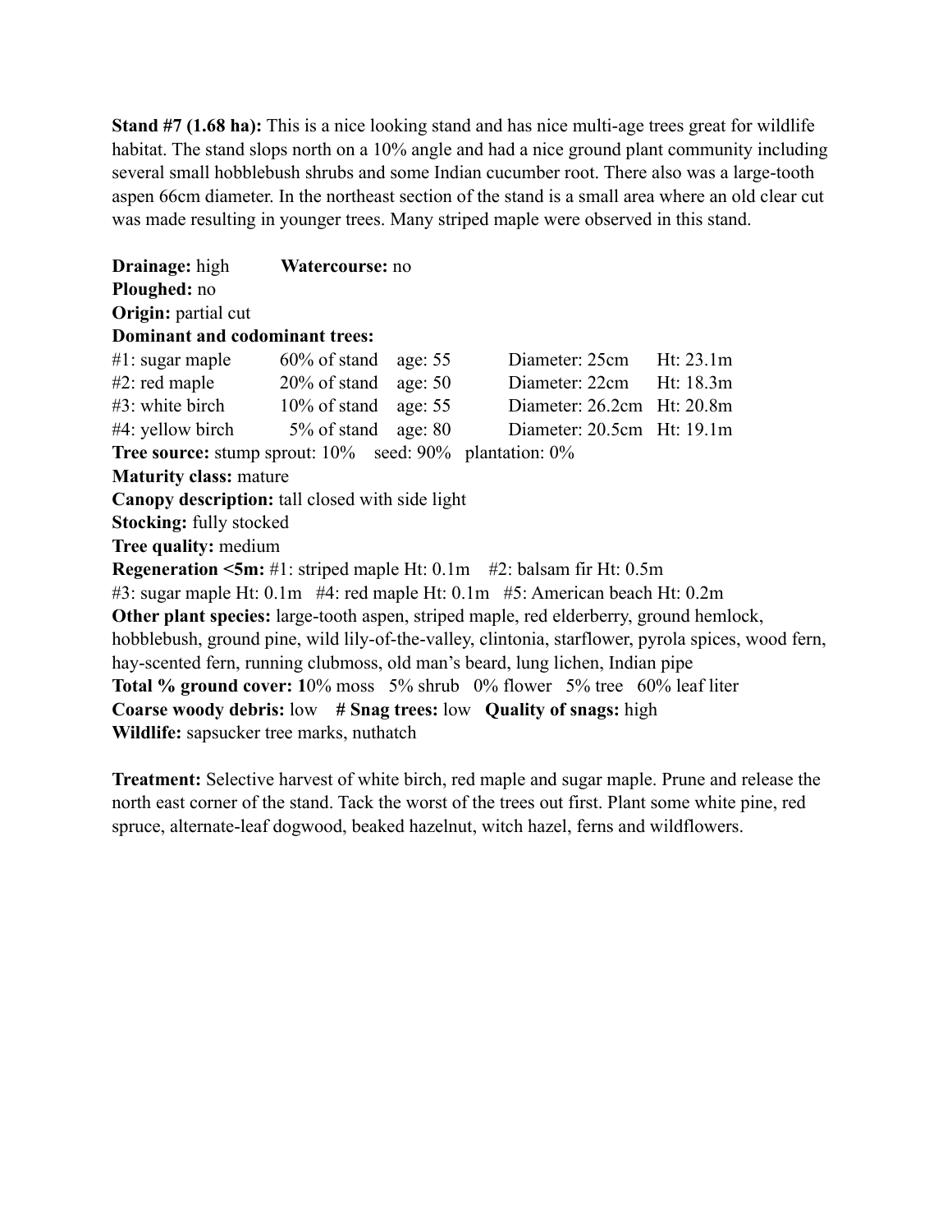**Stand #7 (1.68 ha):** This is a nice looking stand and has nice multi-age trees great for wildlife habitat. The stand slops north on a 10% angle and had a nice ground plant community including several small hobblebush shrubs and some Indian cucumber root. There also was a large-tooth aspen 66cm diameter. In the northeast section of the stand is a small area where an old clear cut was made resulting in younger trees. Many striped maple were observed in this stand.

**Drainage:** high **Watercourse:** no
**Ploughed:** no
**Origin:** partial cut
**Dominant and codominant trees:**

| | | | | |
|---|---|---|---|---|
| #1: sugar maple | 60% of stand | age: 55 | Diameter: 25cm | Ht: 23.1m |
| #2: red maple | 20% of stand | age: 50 | Diameter: 22cm | Ht: 18.3m |
| #3: white birch | 10% of stand | age: 55 | Diameter: 26.2cm | Ht: 20.8m |
| #4: yellow birch | 5% of stand | age: 80 | Diameter: 20.5cm | Ht: 19.1m |

**Tree source:** stump sprout: 10% seed: 90% plantation: 0%
**Maturity class:** mature
**Canopy description:** tall closed with side light
**Stocking:** fully stocked
**Tree quality:** medium
**Regeneration <5m:** #1: striped maple Ht: 0.1m #2: balsam fir Ht: 0.5m #3: sugar maple Ht: 0.1m #4: red maple Ht: 0.1m #5: American beach Ht: 0.2m
**Other plant species:** large-tooth aspen, striped maple, red elderberry, ground hemlock, hobblebush, ground pine, wild lily-of-the-valley, clintonia, starflower, pyrola spices, wood fern, hay-scented fern, running clubmoss, old man's beard, lung lichen, Indian pipe
**Total % ground cover: 1**0% moss 5% shrub 0% flower 5% tree 60% leaf liter
**Coarse woody debris:** low **# Snag trees:** low **Quality of snags:** high
**Wildlife:** sapsucker tree marks, nuthatch

**Treatment:** Selective harvest of white birch, red maple and sugar maple. Prune and release the north east corner of the stand. Tack the worst of the trees out first. Plant some white pine, red spruce, alternate-leaf dogwood, beaked hazelnut, witch hazel, ferns and wildflowers.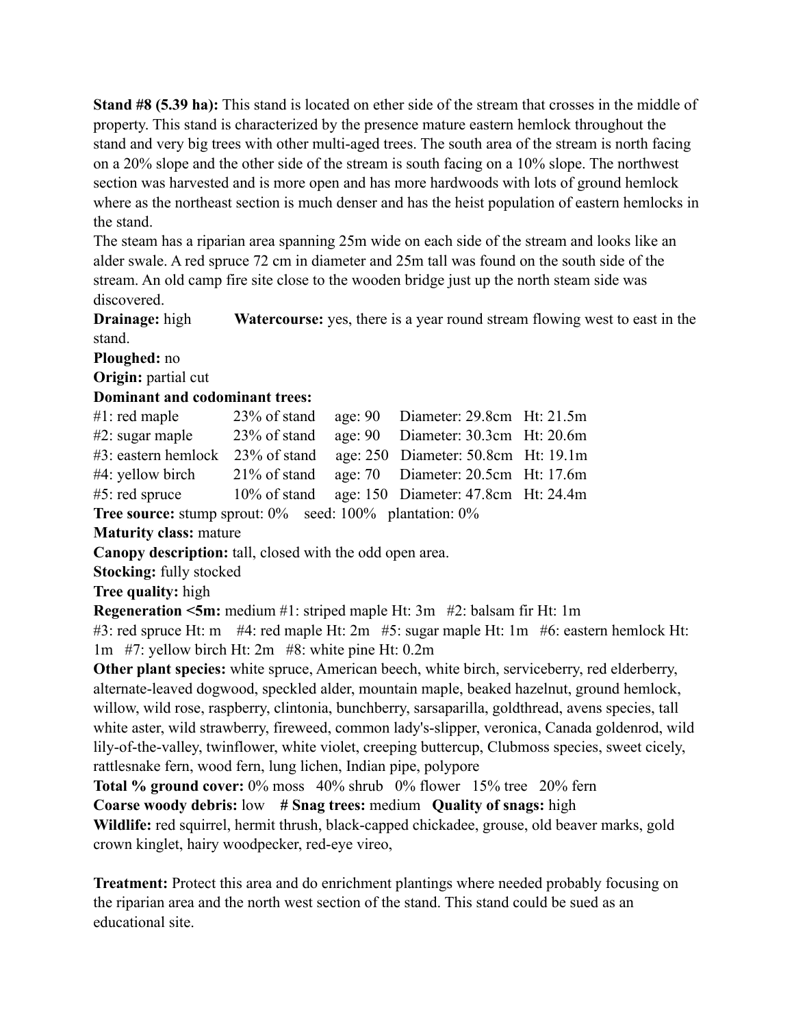**Stand #8 (5.39 ha):** This stand is located on ether side of the stream that crosses in the middle of property. This stand is characterized by the presence mature eastern hemlock throughout the stand and very big trees with other multi-aged trees. The south area of the stream is north facing on a 20% slope and the other side of the stream is south facing on a 10% slope. The northwest section was harvested and is more open and has more hardwoods with lots of ground hemlock where as the northeast section is much denser and has the heist population of eastern hemlocks in the stand.

The steam has a riparian area spanning 25m wide on each side of the stream and looks like an alder swale. A red spruce 72 cm in diameter and 25m tall was found on the south side of the stream. An old camp fire site close to the wooden bridge just up the north steam side was discovered.

**Drainage:** high  **Watercourse:** yes, there is a year round stream flowing west to east in the stand.

**Ploughed:** no

**Origin:** partial cut

**Dominant and codominant trees:**

| | | | | |
|---|---|---|---|---|
| #1: red maple | 23% of stand | age: 90 | Diameter: 29.8cm | Ht: 21.5m |
| #2: sugar maple | 23% of stand | age: 90 | Diameter: 30.3cm | Ht: 20.6m |
| #3: eastern hemlock | 23% of stand | age: 250 | Diameter: 50.8cm | Ht: 19.1m |
| #4: yellow birch | 21% of stand | age: 70 | Diameter: 20.5cm | Ht: 17.6m |
| #5: red spruce | 10% of stand | age: 150 | Diameter: 47.8cm | Ht: 24.4m |

**Tree source:** stump sprout: 0%  seed: 100%  plantation: 0%

**Maturity class:** mature

**Canopy description:** tall, closed with the odd open area.

**Stocking:** fully stocked

**Tree quality:** high

**Regeneration <5m:** medium #1: striped maple Ht: 3m  #2: balsam fir Ht: 1m  #3: red spruce Ht: m  #4: red maple Ht: 2m  #5: sugar maple Ht: 1m  #6: eastern hemlock Ht: 1m  #7: yellow birch Ht: 2m  #8: white pine Ht: 0.2m

**Other plant species:** white spruce, American beech, white birch, serviceberry, red elderberry, alternate-leaved dogwood, speckled alder, mountain maple, beaked hazelnut, ground hemlock, willow, wild rose, raspberry, clintonia, bunchberry, sarsaparilla, goldthread, avens species, tall white aster, wild strawberry, fireweed, common lady's-slipper, veronica, Canada goldenrod, wild lily-of-the-valley, twinflower, white violet, creeping buttercup, Clubmoss species, sweet cicely, rattlesnake fern, wood fern, lung lichen, Indian pipe, polypore

**Total % ground cover:** 0% moss  40% shrub  0% flower  15% tree  20% fern

**Coarse woody debris:** low  **# Snag trees:** medium  **Quality of snags:** high

**Wildlife:** red squirrel, hermit thrush, black-capped chickadee, grouse, old beaver marks, gold crown kinglet, hairy woodpecker, red-eye vireo,

**Treatment:** Protect this area and do enrichment plantings where needed probably focusing on the riparian area and the north west section of the stand. This stand could be sued as an educational site.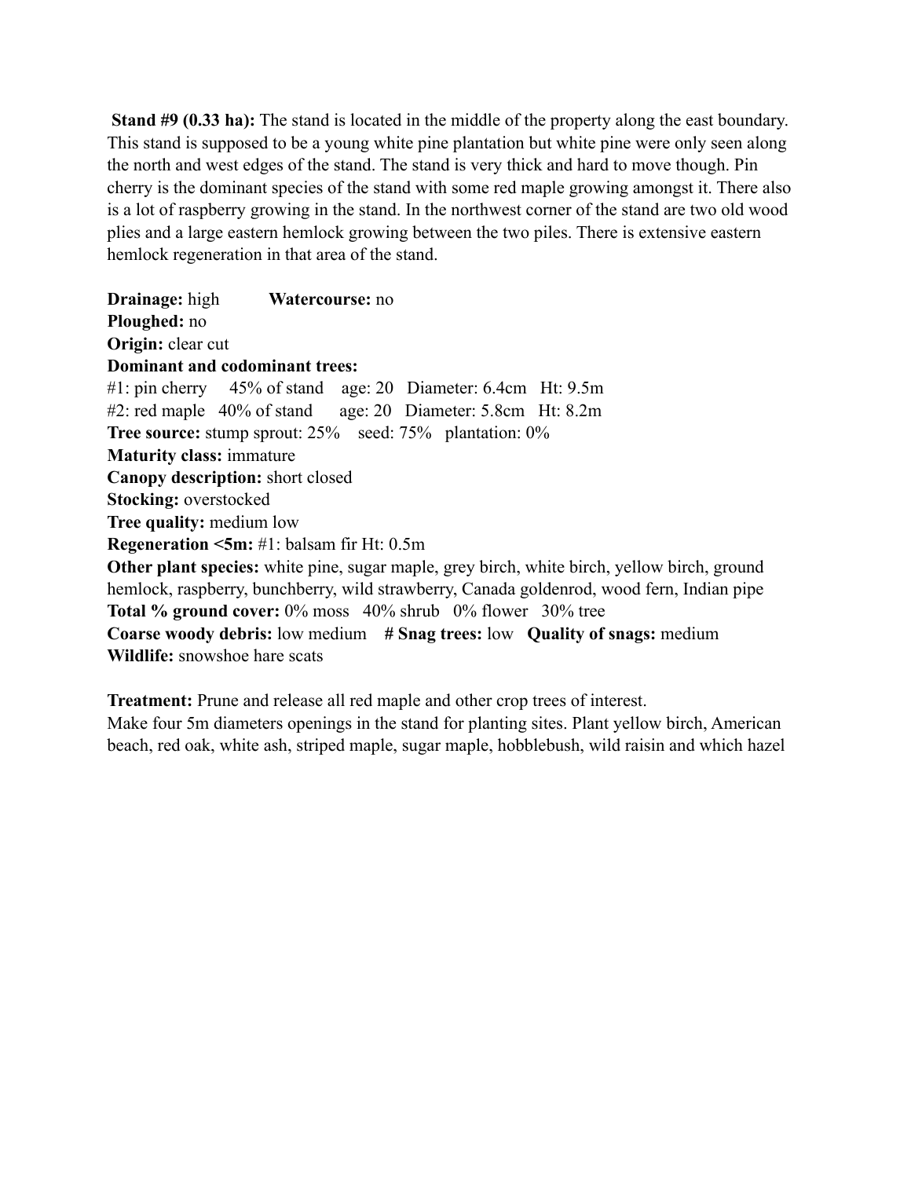**Stand #9 (0.33 ha):** The stand is located in the middle of the property along the east boundary. This stand is supposed to be a young white pine plantation but white pine were only seen along the north and west edges of the stand. The stand is very thick and hard to move though. Pin cherry is the dominant species of the stand with some red maple growing amongst it. There also is a lot of raspberry growing in the stand. In the northwest corner of the stand are two old wood plies and a large eastern hemlock growing between the two piles. There is extensive eastern hemlock regeneration in that area of the stand.

**Drainage:** high **Watercourse:** no
**Ploughed:** no
**Origin:** clear cut
**Dominant and codominant trees:**
#1: pin cherry 45% of stand age: 20 Diameter: 6.4cm Ht: 9.5m
#2: red maple 40% of stand age: 20 Diameter: 5.8cm Ht: 8.2m
**Tree source:** stump sprout: 25% seed: 75% plantation: 0%
**Maturity class:** immature
**Canopy description:** short closed
**Stocking:** overstocked
**Tree quality:** medium low
**Regeneration <5m:** #1: balsam fir Ht: 0.5m
**Other plant species:** white pine, sugar maple, grey birch, white birch, yellow birch, ground hemlock, raspberry, bunchberry, wild strawberry, Canada goldenrod, wood fern, Indian pipe
**Total % ground cover:** 0% moss 40% shrub 0% flower 30% tree
**Coarse woody debris:** low medium **# Snag trees:** low **Quality of snags:** medium
**Wildlife:** snowshoe hare scats

**Treatment:** Prune and release all red maple and other crop trees of interest.
Make four 5m diameters openings in the stand for planting sites. Plant yellow birch, American beach, red oak, white ash, striped maple, sugar maple, hobblebush, wild raisin and which hazel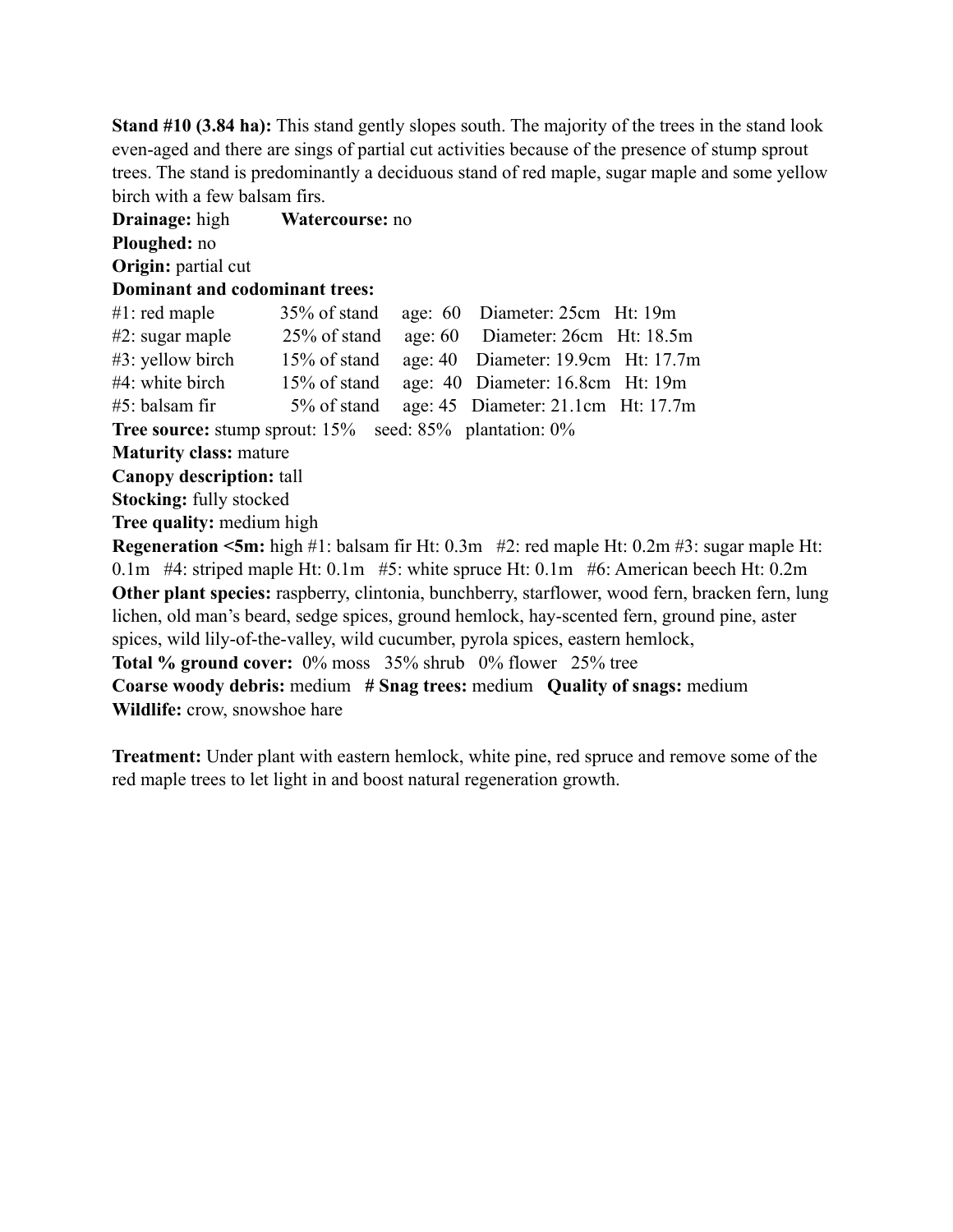**Stand #10 (3.84 ha):** This stand gently slopes south. The majority of the trees in the stand look even-aged and there are sings of partial cut activities because of the presence of stump sprout trees. The stand is predominantly a deciduous stand of red maple, sugar maple and some yellow birch with a few balsam firs.

**Drainage:** high  **Watercourse:** no

**Ploughed:** no

**Origin:** partial cut

**Dominant and codominant trees:**

#1: red maple  35% of stand  age: 60  Diameter: 25cm  Ht: 19m

#2: sugar maple  25% of stand  age: 60  Diameter: 26cm  Ht: 18.5m

#3: yellow birch  15% of stand  age: 40  Diameter: 19.9cm  Ht: 17.7m

#4: white birch  15% of stand  age: 40  Diameter: 16.8cm  Ht: 19m

#5: balsam fir  5% of stand  age: 45  Diameter: 21.1cm  Ht: 17.7m

**Tree source:** stump sprout: 15%  seed: 85%  plantation: 0%

**Maturity class:** mature

**Canopy description:** tall

**Stocking:** fully stocked

**Tree quality:** medium high

**Regeneration <5m:** high #1: balsam fir Ht: 0.3m  #2: red maple Ht: 0.2m #3: sugar maple Ht: 0.1m  #4: striped maple Ht: 0.1m  #5: white spruce Ht: 0.1m  #6: American beech Ht: 0.2m

**Other plant species:** raspberry, clintonia, bunchberry, starflower, wood fern, bracken fern, lung lichen, old man's beard, sedge spices, ground hemlock, hay-scented fern, ground pine, aster spices, wild lily-of-the-valley, wild cucumber, pyrola spices, eastern hemlock,

**Total % ground cover:** 0% moss  35% shrub  0% flower  25% tree

**Coarse woody debris:** medium  **# Snag trees:** medium  **Quality of snags:** medium

**Wildlife:** crow, snowshoe hare

**Treatment:** Under plant with eastern hemlock, white pine, red spruce and remove some of the red maple trees to let light in and boost natural regeneration growth.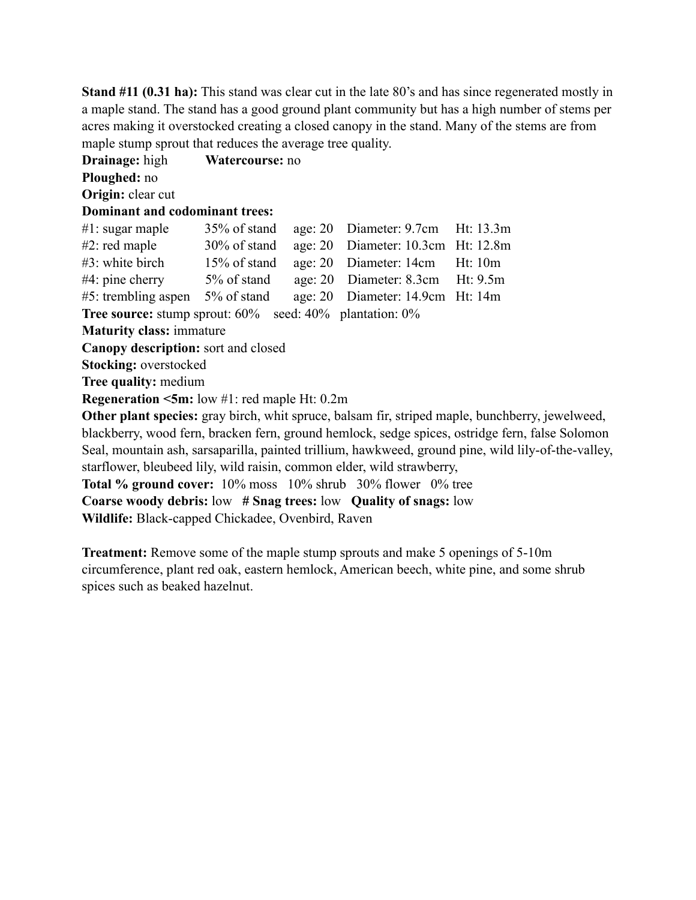**Stand #11 (0.31 ha):** This stand was clear cut in the late 80's and has since regenerated mostly in a maple stand. The stand has a good ground plant community but has a high number of stems per acres making it overstocked creating a closed canopy in the stand. Many of the stems are from maple stump sprout that reduces the average tree quality.

**Drainage:** high **Watercourse:** no

**Ploughed:** no

**Origin:** clear cut

**Dominant and codominant trees:**

#1: sugar maple 35% of stand age: 20 Diameter: 9.7cm Ht: 13.3m

#2: red maple 30% of stand age: 20 Diameter: 10.3cm Ht: 12.8m

#3: white birch 15% of stand age: 20 Diameter: 14cm Ht: 10m

#4: pine cherry 5% of stand age: 20 Diameter: 8.3cm Ht: 9.5m

#5: trembling aspen 5% of stand age: 20 Diameter: 14.9cm Ht: 14m

**Tree source:** stump sprout: 60% seed: 40% plantation: 0%

**Maturity class:** immature

**Canopy description:** sort and closed

**Stocking:** overstocked

**Tree quality:** medium

**Regeneration <5m:** low #1: red maple Ht: 0.2m

**Other plant species:** gray birch, whit spruce, balsam fir, striped maple, bunchberry, jewelweed, blackberry, wood fern, bracken fern, ground hemlock, sedge spices, ostridge fern, false Solomon Seal, mountain ash, sarsaparilla, painted trillium, hawkweed, ground pine, wild lily-of-the-valley, starflower, bleubeed lily, wild raisin, common elder, wild strawberry,

**Total % ground cover:** 10% moss 10% shrub 30% flower 0% tree

**Coarse woody debris:** low **# Snag trees:** low **Quality of snags:** low

**Wildlife:** Black-capped Chickadee, Ovenbird, Raven

**Treatment:** Remove some of the maple stump sprouts and make 5 openings of 5-10m circumference, plant red oak, eastern hemlock, American beech, white pine, and some shrub spices such as beaked hazelnut.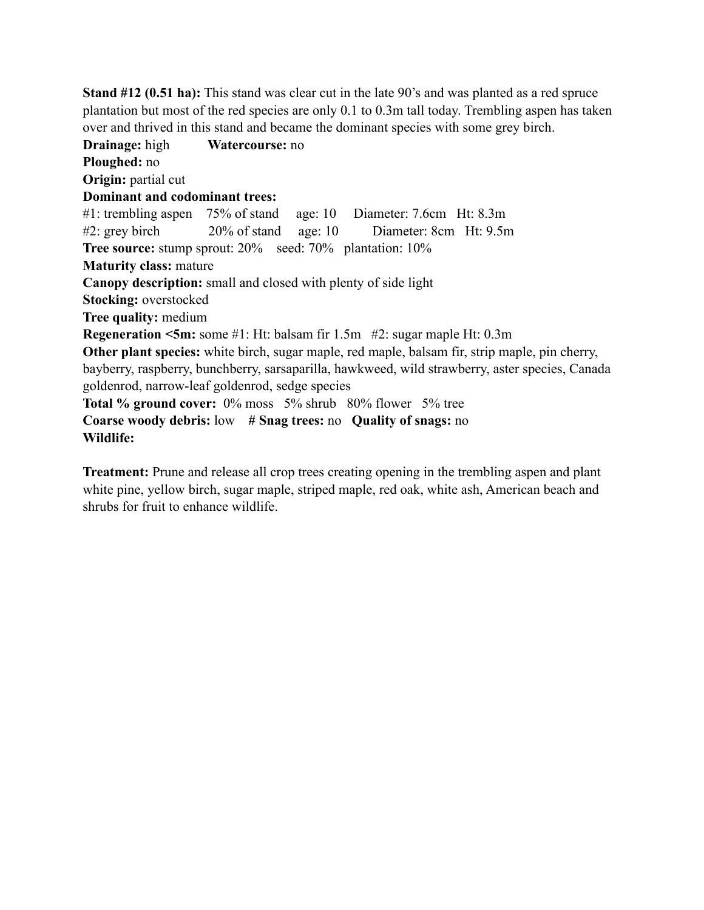**Stand #12 (0.51 ha):** This stand was clear cut in the late 90's and was planted as a red spruce plantation but most of the red species are only 0.1 to 0.3m tall today. Trembling aspen has taken over and thrived in this stand and became the dominant species with some grey birch.

**Drainage:** high **Watercourse:** no

**Ploughed:** no

**Origin:** partial cut

**Dominant and codominant trees:**

#1: trembling aspen 75% of stand age: 10 Diameter: 7.6cm Ht: 8.3m

#2: grey birch 20% of stand age: 10 Diameter: 8cm Ht: 9.5m

**Tree source:** stump sprout: 20% seed: 70% plantation: 10%

**Maturity class:** mature

**Canopy description:** small and closed with plenty of side light

**Stocking:** overstocked

**Tree quality:** medium

**Regeneration <5m:** some #1: Ht: balsam fir 1.5m #2: sugar maple Ht: 0.3m

**Other plant species:** white birch, sugar maple, red maple, balsam fir, strip maple, pin cherry, bayberry, raspberry, bunchberry, sarsaparilla, hawkweed, wild strawberry, aster species, Canada goldenrod, narrow-leaf goldenrod, sedge species

**Total % ground cover:** 0% moss 5% shrub 80% flower 5% tree

**Coarse woody debris:** low **# Snag trees:** no **Quality of snags:** no

**Wildlife:**

**Treatment:** Prune and release all crop trees creating opening in the trembling aspen and plant white pine, yellow birch, sugar maple, striped maple, red oak, white ash, American beach and shrubs for fruit to enhance wildlife.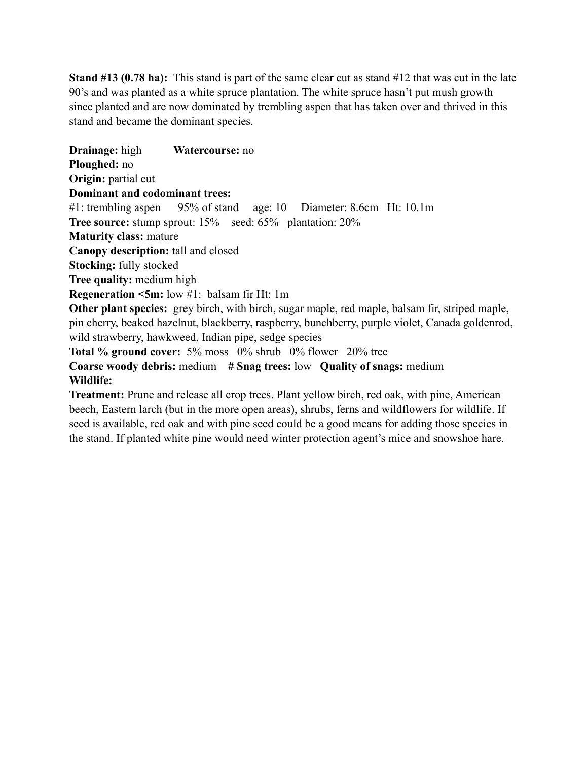**Stand #13 (0.78 ha):** This stand is part of the same clear cut as stand #12 that was cut in the late 90's and was planted as a white spruce plantation. The white spruce hasn't put mush growth since planted and are now dominated by trembling aspen that has taken over and thrived in this stand and became the dominant species.

**Drainage:** high **Watercourse:** no
**Ploughed:** no
**Origin:** partial cut
**Dominant and codominant trees:**
#1: trembling aspen 95% of stand age: 10 Diameter: 8.6cm Ht: 10.1m
**Tree source:** stump sprout: 15% seed: 65% plantation: 20%
**Maturity class:** mature
**Canopy description:** tall and closed
**Stocking:** fully stocked
**Tree quality:** medium high
**Regeneration <5m:** low #1: balsam fir Ht: 1m
**Other plant species:** grey birch, with birch, sugar maple, red maple, balsam fir, striped maple, pin cherry, beaked hazelnut, blackberry, raspberry, bunchberry, purple violet, Canada goldenrod, wild strawberry, hawkweed, Indian pipe, sedge species
**Total % ground cover:** 5% moss 0% shrub 0% flower 20% tree
**Coarse woody debris:** medium **# Snag trees:** low **Quality of snags:** medium
**Wildlife:**
**Treatment:** Prune and release all crop trees. Plant yellow birch, red oak, with pine, American beech, Eastern larch (but in the more open areas), shrubs, ferns and wildflowers for wildlife. If seed is available, red oak and with pine seed could be a good means for adding those species in the stand. If planted white pine would need winter protection agent's mice and snowshoe hare.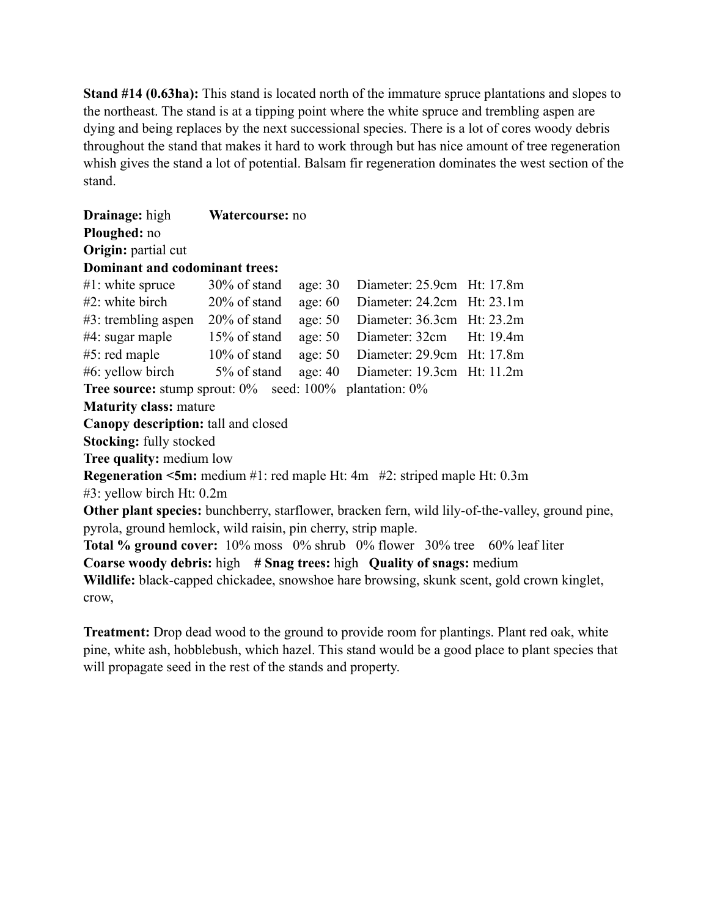**Stand #14 (0.63ha):** This stand is located north of the immature spruce plantations and slopes to the northeast. The stand is at a tipping point where the white spruce and trembling aspen are dying and being replaces by the next successional species. There is a lot of cores woody debris throughout the stand that makes it hard to work through but has nice amount of tree regeneration whish gives the stand a lot of potential. Balsam fir regeneration dominates the west section of the stand.

**Drainage:** high **Watercourse:** no
**Ploughed:** no
**Origin:** partial cut
**Dominant and codominant trees:**

| | | | | |
|---|---|---|---|---|
| #1: white spruce | 30% of stand | age: 30 | Diameter: 25.9cm | Ht: 17.8m |
| #2: white birch | 20% of stand | age: 60 | Diameter: 24.2cm | Ht: 23.1m |
| #3: trembling aspen | 20% of stand | age: 50 | Diameter: 36.3cm | Ht: 23.2m |
| #4: sugar maple | 15% of stand | age: 50 | Diameter: 32cm | Ht: 19.4m |
| #5: red maple | 10% of stand | age: 50 | Diameter: 29.9cm | Ht: 17.8m |
| #6: yellow birch | 5% of stand | age: 40 | Diameter: 19.3cm | Ht: 11.2m |

**Tree source:** stump sprout: 0% seed: 100% plantation: 0%
**Maturity class:** mature
**Canopy description:** tall and closed
**Stocking:** fully stocked
**Tree quality:** medium low
**Regeneration <5m:** medium #1: red maple Ht: 4m #2: striped maple Ht: 0.3m #3: yellow birch Ht: 0.2m
**Other plant species:** bunchberry, starflower, bracken fern, wild lily-of-the-valley, ground pine, pyrola, ground hemlock, wild raisin, pin cherry, strip maple.
**Total % ground cover:** 10% moss 0% shrub 0% flower 30% tree 60% leaf liter
**Coarse woody debris:** high **# Snag trees:** high **Quality of snags:** medium
**Wildlife:** black-capped chickadee, snowshoe hare browsing, skunk scent, gold crown kinglet, crow,

**Treatment:** Drop dead wood to the ground to provide room for plantings. Plant red oak, white pine, white ash, hobblebush, which hazel. This stand would be a good place to plant species that will propagate seed in the rest of the stands and property.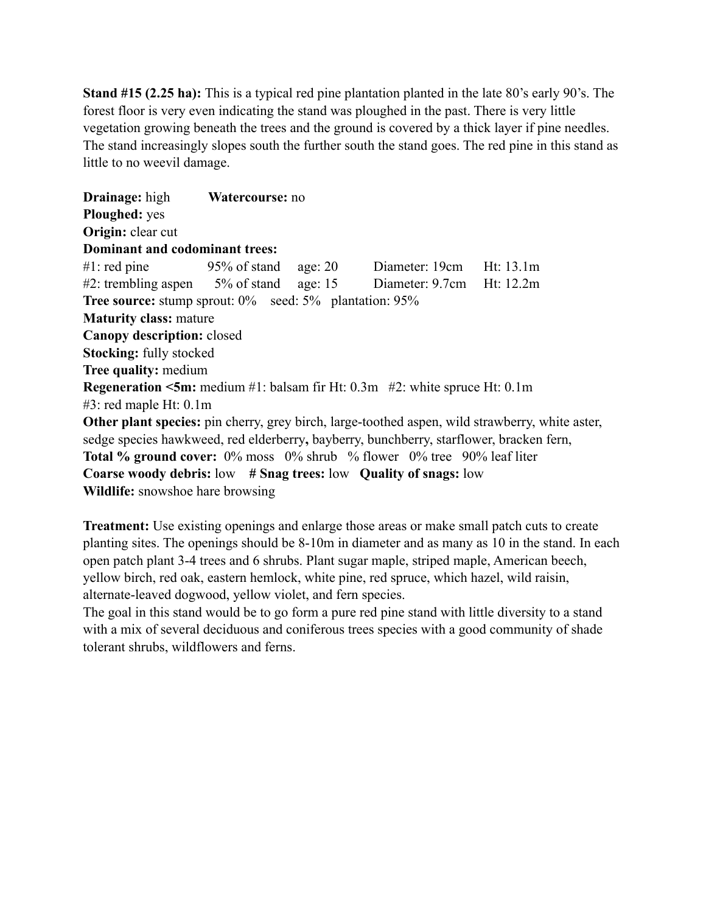**Stand #15 (2.25 ha):** This is a typical red pine plantation planted in the late 80's early 90's. The forest floor is very even indicating the stand was ploughed in the past. There is very little vegetation growing beneath the trees and the ground is covered by a thick layer if pine needles. The stand increasingly slopes south the further south the stand goes. The red pine in this stand as little to no weevil damage.

**Drainage:** high    **Watercourse:** no
**Ploughed:** yes
**Origin:** clear cut
**Dominant and codominant trees:**
#1: red pine    95% of stand    age: 20    Diameter: 19cm    Ht: 13.1m
#2: trembling aspen    5% of stand    age: 15    Diameter: 9.7cm    Ht: 12.2m
**Tree source:** stump sprout: 0%   seed: 5%   plantation: 95%
**Maturity class:** mature
**Canopy description:** closed
**Stocking:** fully stocked
**Tree quality:** medium
**Regeneration <5m:** medium #1: balsam fir Ht: 0.3m   #2: white spruce Ht: 0.1m
#3: red maple Ht: 0.1m
**Other plant species:** pin cherry, grey birch, large-toothed aspen, wild strawberry, white aster, sedge species hawkweed, red elderberry**,** bayberry, bunchberry, starflower, bracken fern,
**Total % ground cover:** 0% moss   0% shrub   % flower   0% tree   90% leaf liter
**Coarse woody debris:** low   **# Snag trees:** low   **Quality of snags:** low
**Wildlife:** snowshoe hare browsing

**Treatment:** Use existing openings and enlarge those areas or make small patch cuts to create planting sites. The openings should be 8-10m in diameter and as many as 10 in the stand. In each open patch plant 3-4 trees and 6 shrubs. Plant sugar maple, striped maple, American beech, yellow birch, red oak, eastern hemlock, white pine, red spruce, which hazel, wild raisin, alternate-leaved dogwood, yellow violet, and fern species.
The goal in this stand would be to go form a pure red pine stand with little diversity to a stand with a mix of several deciduous and coniferous trees species with a good community of shade tolerant shrubs, wildflowers and ferns.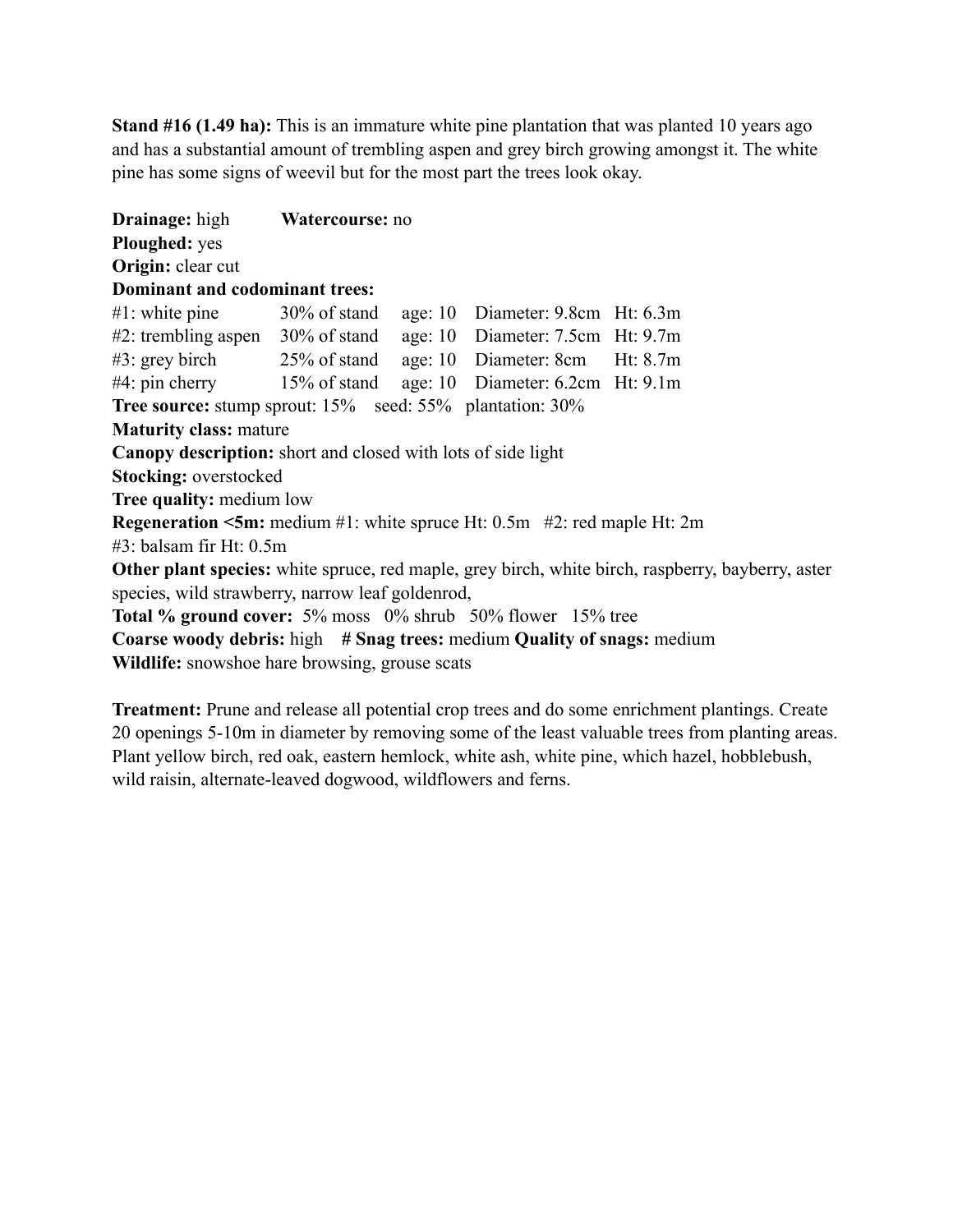**Stand #16 (1.49 ha):** This is an immature white pine plantation that was planted 10 years ago and has a substantial amount of trembling aspen and grey birch growing amongst it. The white pine has some signs of weevil but for the most part the trees look okay.

**Drainage:** high **Watercourse:** no
**Ploughed:** yes
**Origin:** clear cut
**Dominant and codominant trees:**

| | | | | |
|---|---|---|---|---|
| #1: white pine | 30% of stand | age: 10 | Diameter: 9.8cm | Ht: 6.3m |
| #2: trembling aspen | 30% of stand | age: 10 | Diameter: 7.5cm | Ht: 9.7m |
| #3: grey birch | 25% of stand | age: 10 | Diameter: 8cm | Ht: 8.7m |
| #4: pin cherry | 15% of stand | age: 10 | Diameter: 6.2cm | Ht: 9.1m |

**Tree source:** stump sprout: 15% seed: 55% plantation: 30%
**Maturity class:** mature
**Canopy description:** short and closed with lots of side light
**Stocking:** overstocked
**Tree quality:** medium low
**Regeneration <5m:** medium #1: white spruce Ht: 0.5m #2: red maple Ht: 2m #3: balsam fir Ht: 0.5m
**Other plant species:** white spruce, red maple, grey birch, white birch, raspberry, bayberry, aster species, wild strawberry, narrow leaf goldenrod,
**Total % ground cover:** 5% moss 0% shrub 50% flower 15% tree
**Coarse woody debris:** high **# Snag trees:** medium **Quality of snags:** medium
**Wildlife:** snowshoe hare browsing, grouse scats

**Treatment:** Prune and release all potential crop trees and do some enrichment plantings. Create 20 openings 5-10m in diameter by removing some of the least valuable trees from planting areas. Plant yellow birch, red oak, eastern hemlock, white ash, white pine, which hazel, hobblebush, wild raisin, alternate-leaved dogwood, wildflowers and ferns.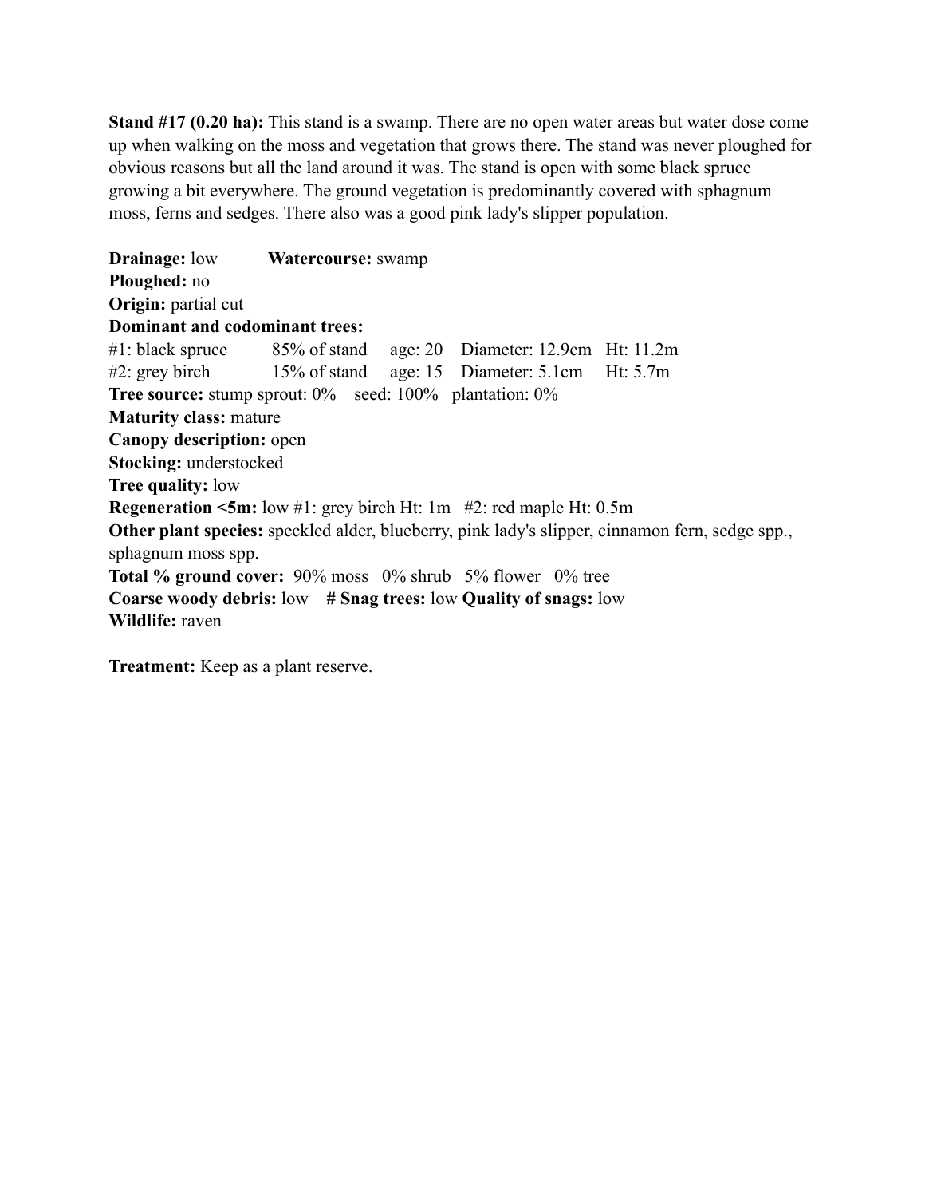**Stand #17 (0.20 ha):** This stand is a swamp. There are no open water areas but water dose come up when walking on the moss and vegetation that grows there. The stand was never ploughed for obvious reasons but all the land around it was. The stand is open with some black spruce growing a bit everywhere. The ground vegetation is predominantly covered with sphagnum moss, ferns and sedges. There also was a good pink lady's slipper population.

**Drainage:** low  **Watercourse:** swamp
**Ploughed:** no
**Origin:** partial cut
**Dominant and codominant trees:**
#1: black spruce  85% of stand  age: 20  Diameter: 12.9cm  Ht: 11.2m
#2: grey birch  15% of stand  age: 15  Diameter: 5.1cm  Ht: 5.7m
**Tree source:** stump sprout: 0%  seed: 100%  plantation: 0%
**Maturity class:** mature
**Canopy description:** open
**Stocking:** understocked
**Tree quality:** low
**Regeneration <5m:** low #1: grey birch Ht: 1m  #2: red maple Ht: 0.5m
**Other plant species:** speckled alder, blueberry, pink lady's slipper, cinnamon fern, sedge spp., sphagnum moss spp.
**Total % ground cover:** 90% moss  0% shrub  5% flower  0% tree
**Coarse woody debris:** low  **# Snag trees:** low **Quality of snags:** low
**Wildlife:** raven

**Treatment:** Keep as a plant reserve.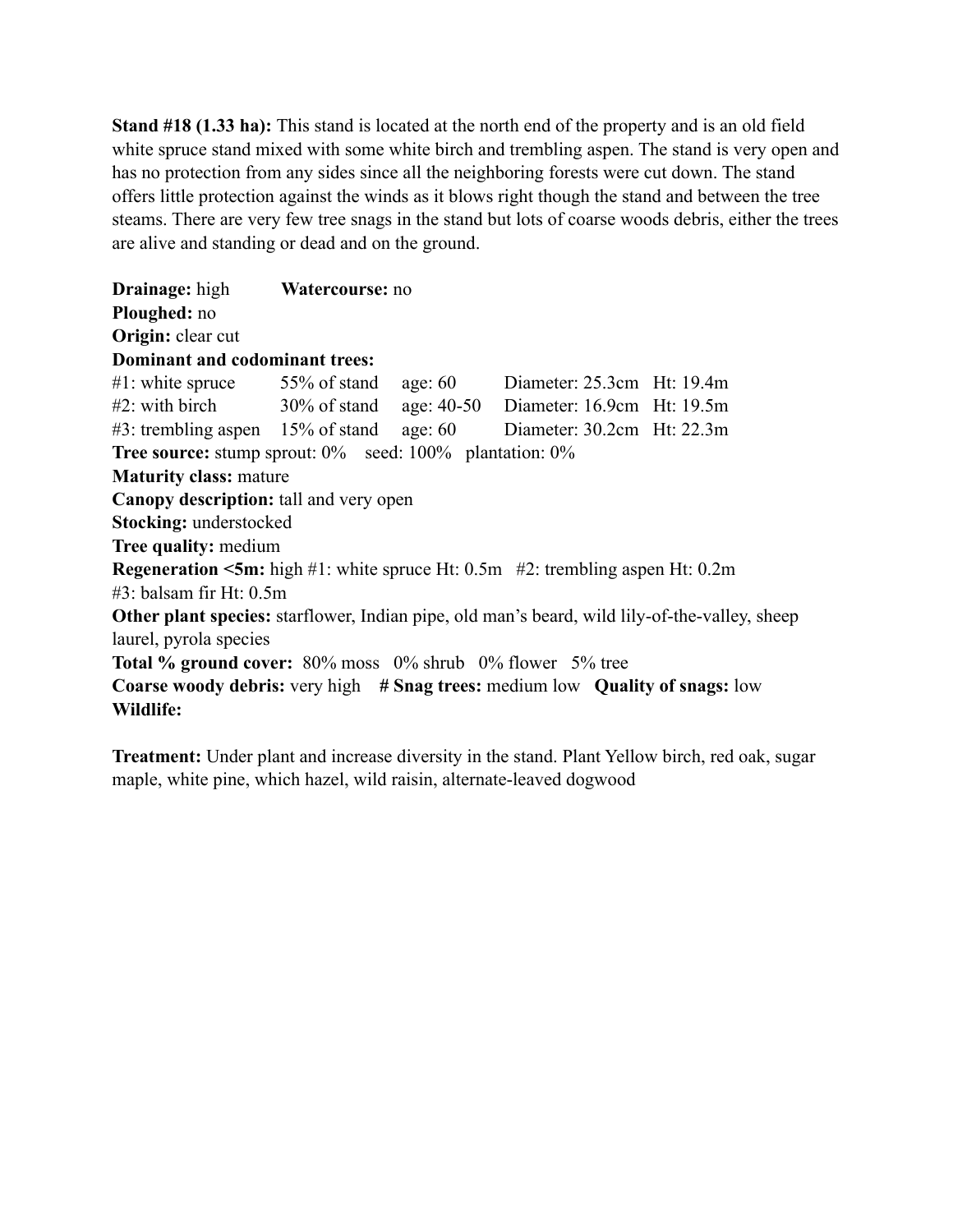**Stand #18 (1.33 ha):** This stand is located at the north end of the property and is an old field white spruce stand mixed with some white birch and trembling aspen. The stand is very open and has no protection from any sides since all the neighboring forests were cut down. The stand offers little protection against the winds as it blows right though the stand and between the tree steams. There are very few tree snags in the stand but lots of coarse woods debris, either the trees are alive and standing or dead and on the ground.

**Drainage:** high **Watercourse:** no
**Ploughed:** no
**Origin:** clear cut
**Dominant and codominant trees:**
#1: white spruce 55% of stand age: 60 Diameter: 25.3cm Ht: 19.4m
#2: with birch 30% of stand age: 40-50 Diameter: 16.9cm Ht: 19.5m
#3: trembling aspen 15% of stand age: 60 Diameter: 30.2cm Ht: 22.3m
**Tree source:** stump sprout: 0% seed: 100% plantation: 0%
**Maturity class:** mature
**Canopy description:** tall and very open
**Stocking:** understocked
**Tree quality:** medium
**Regeneration <5m:** high #1: white spruce Ht: 0.5m #2: trembling aspen Ht: 0.2m
#3: balsam fir Ht: 0.5m
**Other plant species:** starflower, Indian pipe, old man's beard, wild lily-of-the-valley, sheep laurel, pyrola species
**Total % ground cover:** 80% moss 0% shrub 0% flower 5% tree
**Coarse woody debris:** very high **# Snag trees:** medium low **Quality of snags:** low
**Wildlife:**

**Treatment:** Under plant and increase diversity in the stand. Plant Yellow birch, red oak, sugar maple, white pine, which hazel, wild raisin, alternate-leaved dogwood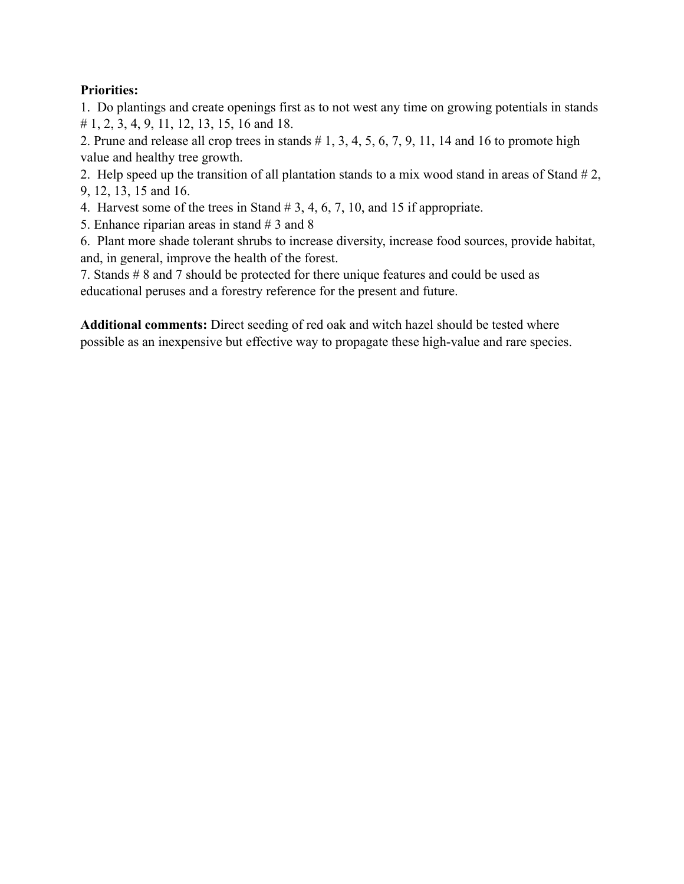**Priorities:**

1. Do plantings and create openings first as to not west any time on growing potentials in stands # 1, 2, 3, 4, 9, 11, 12, 13, 15, 16 and 18.
2. Prune and release all crop trees in stands # 1, 3, 4, 5, 6, 7, 9, 11, 14 and 16 to promote high value and healthy tree growth.
2. Help speed up the transition of all plantation stands to a mix wood stand in areas of Stand # 2, 9, 12, 13, 15 and 16.
4. Harvest some of the trees in Stand # 3, 4, 6, 7, 10, and 15 if appropriate.
5. Enhance riparian areas in stand # 3 and 8
6. Plant more shade tolerant shrubs to increase diversity, increase food sources, provide habitat, and, in general, improve the health of the forest.
7. Stands # 8 and 7 should be protected for there unique features and could be used as educational peruses and a forestry reference for the present and future.

**Additional comments:** Direct seeding of red oak and witch hazel should be tested where possible as an inexpensive but effective way to propagate these high-value and rare species.